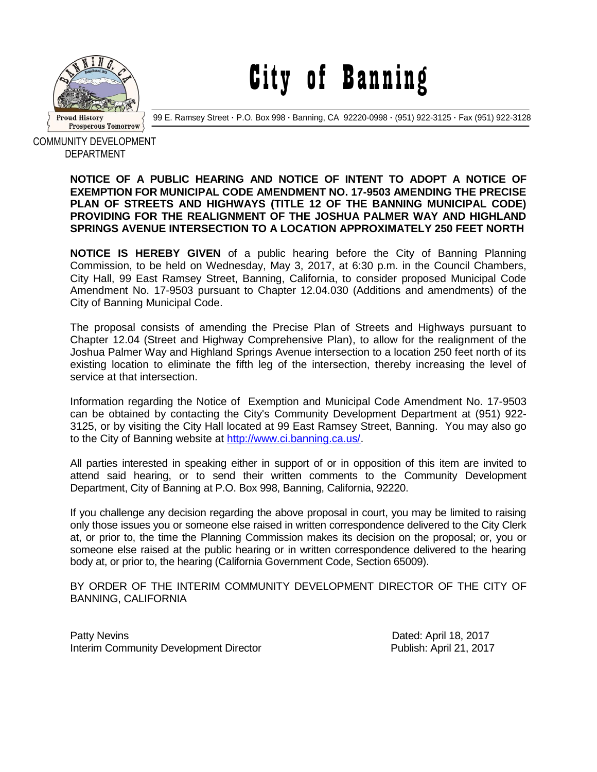# City of Banning

Proud History
Prosperous Tomorrow

99 E. Ramsey Street · P.O. Box 998 · Banning, CA 92220-0998 · (951) 922-3125 · Fax (951) 922-3128

COMMUNITY DEVELOPMENT
DEPARTMENT

**NOTICE OF A PUBLIC HEARING AND NOTICE OF INTENT TO ADOPT A NOTICE OF EXEMPTION FOR MUNICIPAL CODE AMENDMENT NO. 17-9503 AMENDING THE PRECISE PLAN OF STREETS AND HIGHWAYS (TITLE 12 OF THE BANNING MUNICIPAL CODE) PROVIDING FOR THE REALIGNMENT OF THE JOSHUA PALMER WAY AND HIGHLAND SPRINGS AVENUE INTERSECTION TO A LOCATION APPROXIMATELY 250 FEET NORTH**

**NOTICE IS HEREBY GIVEN** of a public hearing before the City of Banning Planning Commission, to be held on Wednesday, May 3, 2017, at 6:30 p.m. in the Council Chambers, City Hall, 99 East Ramsey Street, Banning, California, to consider proposed Municipal Code Amendment No. 17-9503 pursuant to Chapter 12.04.030 (Additions and amendments) of the City of Banning Municipal Code.

The proposal consists of amending the Precise Plan of Streets and Highways pursuant to Chapter 12.04 (Street and Highway Comprehensive Plan), to allow for the realignment of the Joshua Palmer Way and Highland Springs Avenue intersection to a location 250 feet north of its existing location to eliminate the fifth leg of the intersection, thereby increasing the level of service at that intersection.

Information regarding the Notice of Exemption and Municipal Code Amendment No. 17-9503 can be obtained by contacting the City's Community Development Department at (951) 922-3125, or by visiting the City Hall located at 99 East Ramsey Street, Banning. You may also go to the City of Banning website at http://www.ci.banning.ca.us/.

All parties interested in speaking either in support of or in opposition of this item are invited to attend said hearing, or to send their written comments to the Community Development Department, City of Banning at P.O. Box 998, Banning, California, 92220.

If you challenge any decision regarding the above proposal in court, you may be limited to raising only those issues you or someone else raised in written correspondence delivered to the City Clerk at, or prior to, the time the Planning Commission makes its decision on the proposal; or, you or someone else raised at the public hearing or in written correspondence delivered to the hearing body at, or prior to, the hearing (California Government Code, Section 65009).

BY ORDER OF THE INTERIM COMMUNITY DEVELOPMENT DIRECTOR OF THE CITY OF BANNING, CALIFORNIA

Patty Nevins
Interim Community Development Director

Dated: April 18, 2017
Publish: April 21, 2017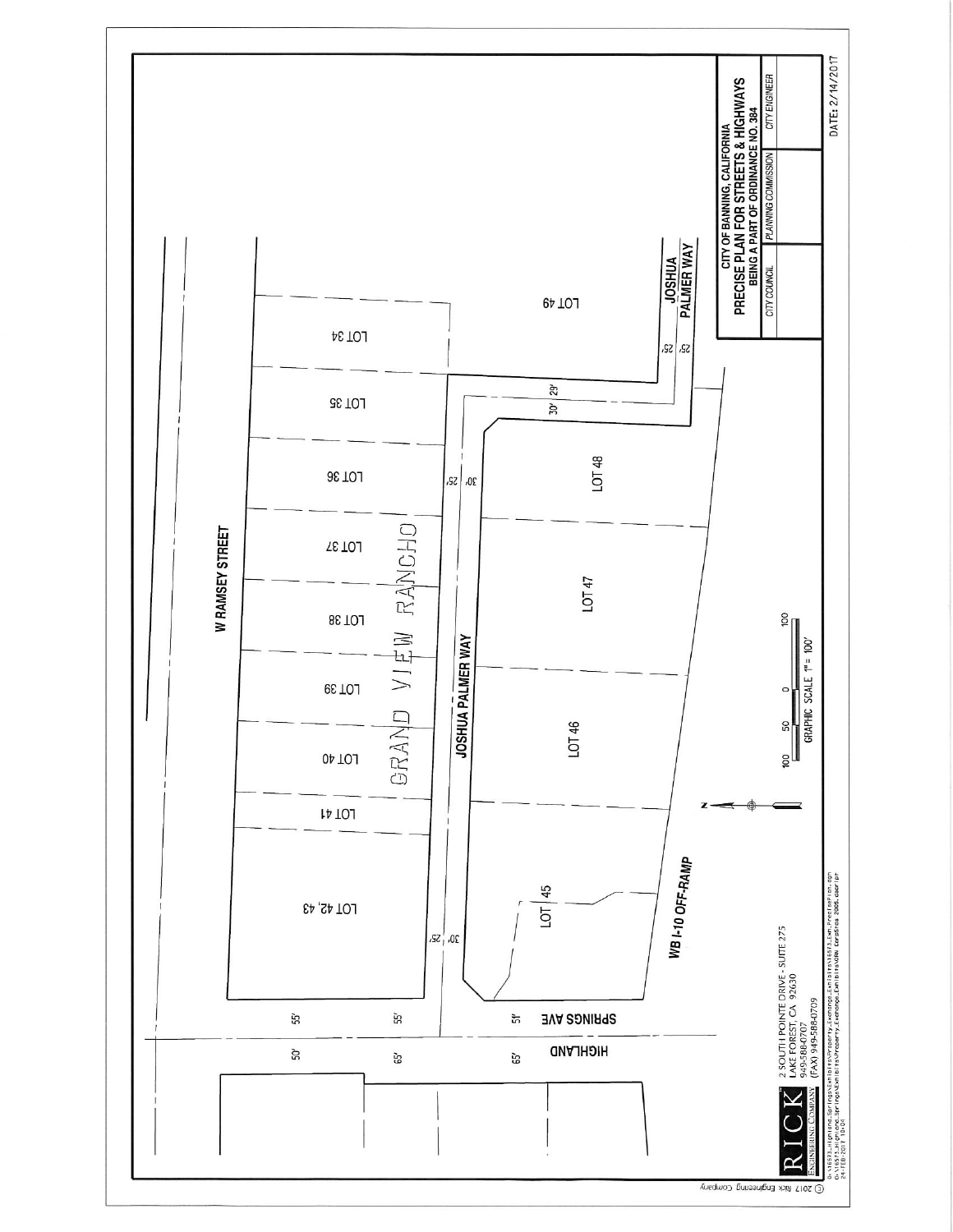W RAMSEY STREET

LOT 34

LOT 35

LOT 36

LOT 37

LOT 38

LOT 39

LOT 40

LOT 41

LOT 42, 43

GRAND VIEW RANCHO

JOSHUA PALMER WAY

LOT 45

LOT 46

LOT 47

LOT 48

LOT 49

JOSHUA PALMER WAY

WB I-10 OFF-RAMP

SPRINGS AVE

HIGHLAND

55'

55'

51'

50'

65'

65'

30'

25'

30'

25'

30'

29'

25'

25'

N

100 50 0 100

GRAPHIC SCALE 1" = 100'

CITY OF BANNING, CALIFORNIA
PRECISE PLAN FOR STREETS & HIGHWAYS
BEING A PART OF ORDINANCE NO. 384

| CITY COUNCIL | PLANNING COMMISSION | CITY ENGINEER |
| --- | --- | --- |
| | | |

DATE: 2/14/2017

RICK ENGINEERING COMPANY
2 SOUTH POINTE DRIVE - SUITE 275
LAKE FOREST, CA 92630
949-588-0707
(FAX) 949-588-0709

© 2017 Rick Engineering Company